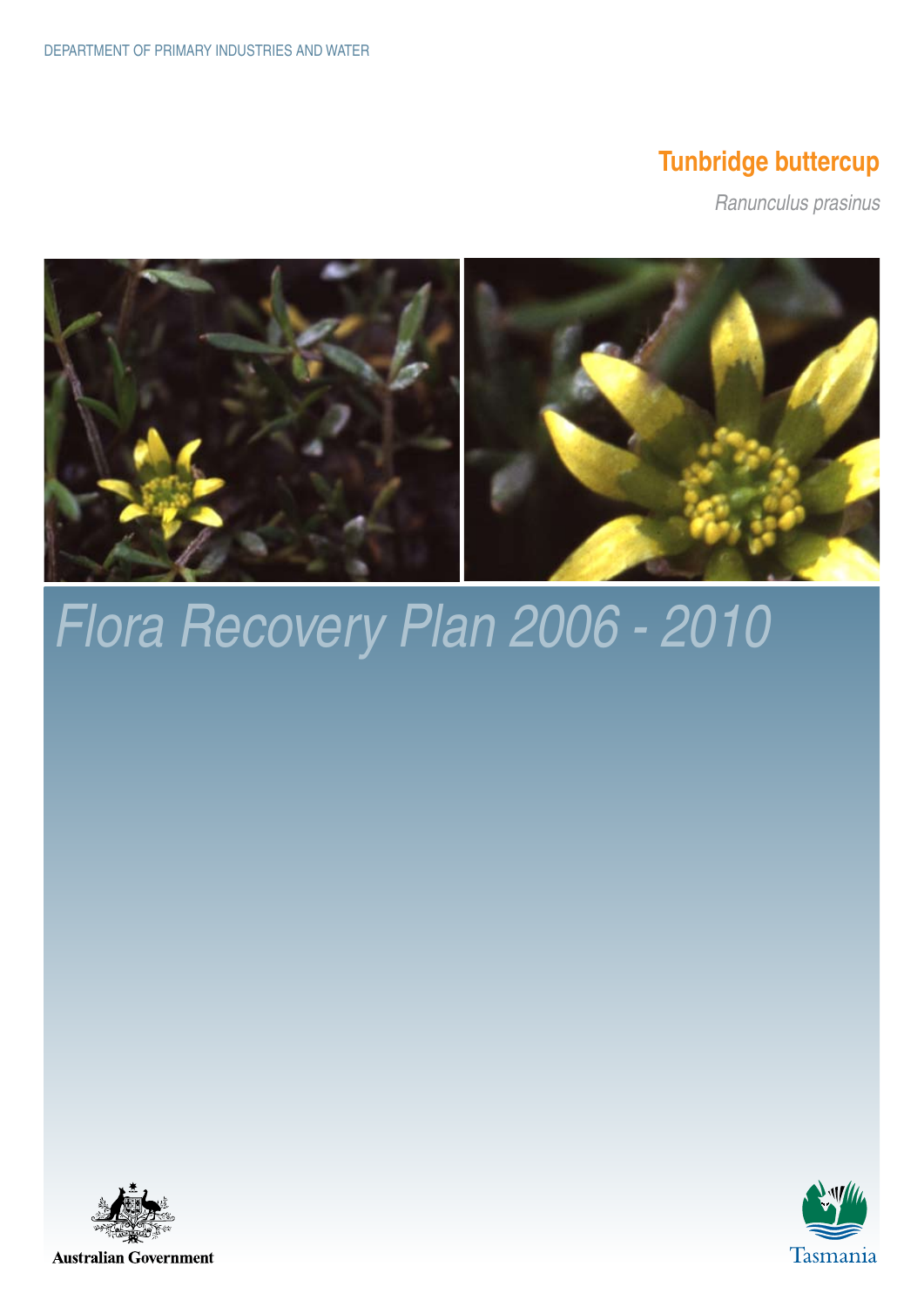DEPARTMENT OF PRIMARY INDUSTRIES AND WATER

# Tunbridge buttercup

*Ranunculus prasinus*

# *Flora Recovery Plan 2006 - 2010*

Australian Government

Tasmania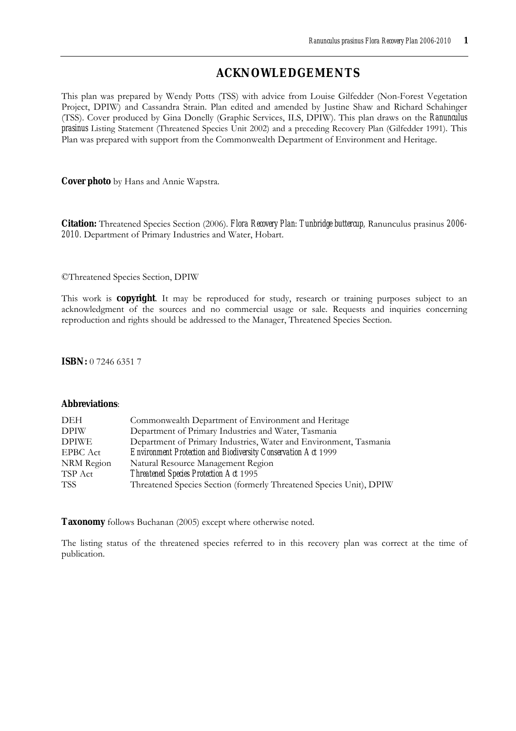## ACKNOWLEDGEMENTS

This plan was prepared by Wendy Potts (TSS) with advice from Louise Gilfedder (Non-Forest Vegetation Project, DPIW) and Cassandra Strain. Plan edited and amended by Justine Shaw and Richard Schahinger (TSS). Cover produced by Gina Donelly (Graphic Services, ILS, DPIW). This plan draws on the *Ranunculus prasinus* Listing Statement (Threatened Species Unit 2002) and a preceding Recovery Plan (Gilfedder 1991). This Plan was prepared with support from the Commonwealth Department of Environment and Heritage.

**Cover photo** by Hans and Annie Wapstra.

**Citation:** Threatened Species Section (2006). *Flora Recovery Plan: Tunbridge buttercup,* Ranunculus prasinus *2006-2010*. Department of Primary Industries and Water, Hobart.

©Threatened Species Section, DPIW

This work is **copyright**. It may be reproduced for study, research or training purposes subject to an acknowledgment of the sources and no commercial usage or sale. Requests and inquiries concerning reproduction and rights should be addressed to the Manager, Threatened Species Section.

**ISBN:** 0 7246 6351 7

**Abbreviations**:

| | |
|---|---|
| DEH | Commonwealth Department of Environment and Heritage |
| DPIW | Department of Primary Industries and Water, Tasmania |
| DPIWE | Department of Primary Industries, Water and Environment, Tasmania |
| EPBC Act | *Environment Protection and Biodiversity Conservation Act* 1999 |
| NRM Region | Natural Resource Management Region |
| TSP Act | *Threatened Species Protection Act* 1995 |
| TSS | Threatened Species Section (formerly Threatened Species Unit), DPIW |

**Taxonomy** follows Buchanan (2005) except where otherwise noted.

The listing status of the threatened species referred to in this recovery plan was correct at the time of publication.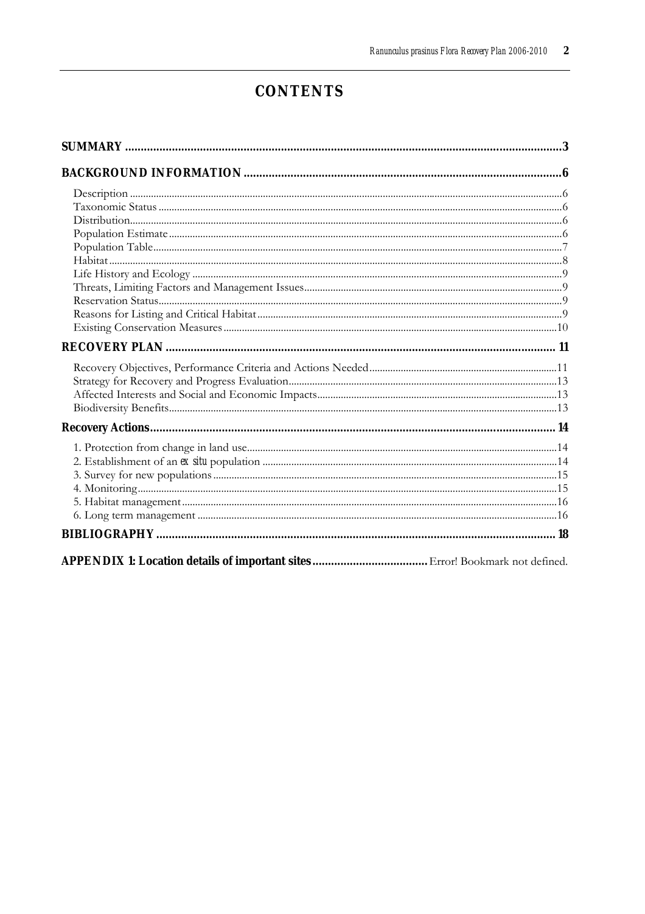# CONTENTS

**SUMMARY** ..................................................................................................3

**BACKGROUND INFORMATION** ..................................................................................................6

Description ..................................................................................................6
Taxonomic Status ..................................................................................................6
Distribution ..................................................................................................6
Population Estimate ..................................................................................................6
Population Table ..................................................................................................7
Habitat ..................................................................................................8
Life History and Ecology ..................................................................................................9
Threats, Limiting Factors and Management Issues ..................................................................................................9
Reservation Status ..................................................................................................9
Reasons for Listing and Critical Habitat ..................................................................................................9
Existing Conservation Measures ..................................................................................................10

**RECOVERY PLAN** ..................................................................................................11

Recovery Objectives, Performance Criteria and Actions Needed ..................................................................................................11
Strategy for Recovery and Progress Evaluation ..................................................................................................13
Affected Interests and Social and Economic Impacts ..................................................................................................13
Biodiversity Benefits ..................................................................................................13

**Recovery Actions** ..................................................................................................14

1. Protection from change in land use ..................................................................................................14
2. Establishment of an *ex situ* population ..................................................................................................14
3. Survey for new populations ..................................................................................................15
4. Monitoring ..................................................................................................15
5. Habitat management ..................................................................................................16
6. Long term management ..................................................................................................16

**BIBLIOGRAPHY** ..................................................................................................18

**APPENDIX 1: Location details of important sites** ..................................................................................................Error! Bookmark not defined.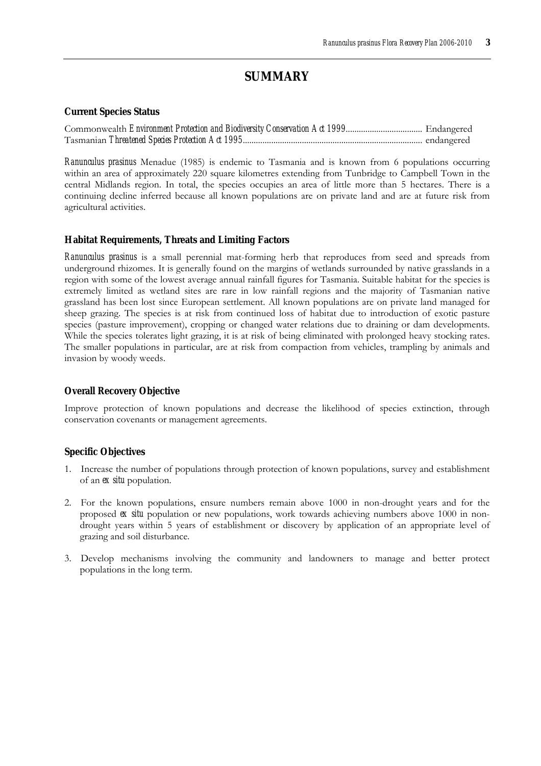# SUMMARY

**Current Species Status**

Commonwealth *Environment Protection and Biodiversity Conservation Act 1999*.................................. Endangered
Tasmanian *Threatened Species Protection Act 1995*................................................................................. endangered

*Ranunculus prasinus* Menadue (1985) is endemic to Tasmania and is known from 6 populations occurring within an area of approximately 220 square kilometres extending from Tunbridge to Campbell Town in the central Midlands region. In total, the species occupies an area of little more than 5 hectares. There is a continuing decline inferred because all known populations are on private land and are at future risk from agricultural activities.

**Habitat Requirements, Threats and Limiting Factors**

*Ranunculus prasinus* is a small perennial mat-forming herb that reproduces from seed and spreads from underground rhizomes. It is generally found on the margins of wetlands surrounded by native grasslands in a region with some of the lowest average annual rainfall figures for Tasmania. Suitable habitat for the species is extremely limited as wetland sites are rare in low rainfall regions and the majority of Tasmanian native grassland has been lost since European settlement. All known populations are on private land managed for sheep grazing. The species is at risk from continued loss of habitat due to introduction of exotic pasture species (pasture improvement), cropping or changed water relations due to draining or dam developments. While the species tolerates light grazing, it is at risk of being eliminated with prolonged heavy stocking rates. The smaller populations in particular, are at risk from compaction from vehicles, trampling by animals and invasion by woody weeds.

**Overall Recovery Objective**

Improve protection of known populations and decrease the likelihood of species extinction, through conservation covenants or management agreements.

**Specific Objectives**

1. Increase the number of populations through protection of known populations, survey and establishment of an *ex situ* population.

2. For the known populations, ensure numbers remain above 1000 in non-drought years and for the proposed *ex situ* population or new populations, work towards achieving numbers above 1000 in non-drought years within 5 years of establishment or discovery by application of an appropriate level of grazing and soil disturbance.

3. Develop mechanisms involving the community and landowners to manage and better protect populations in the long term.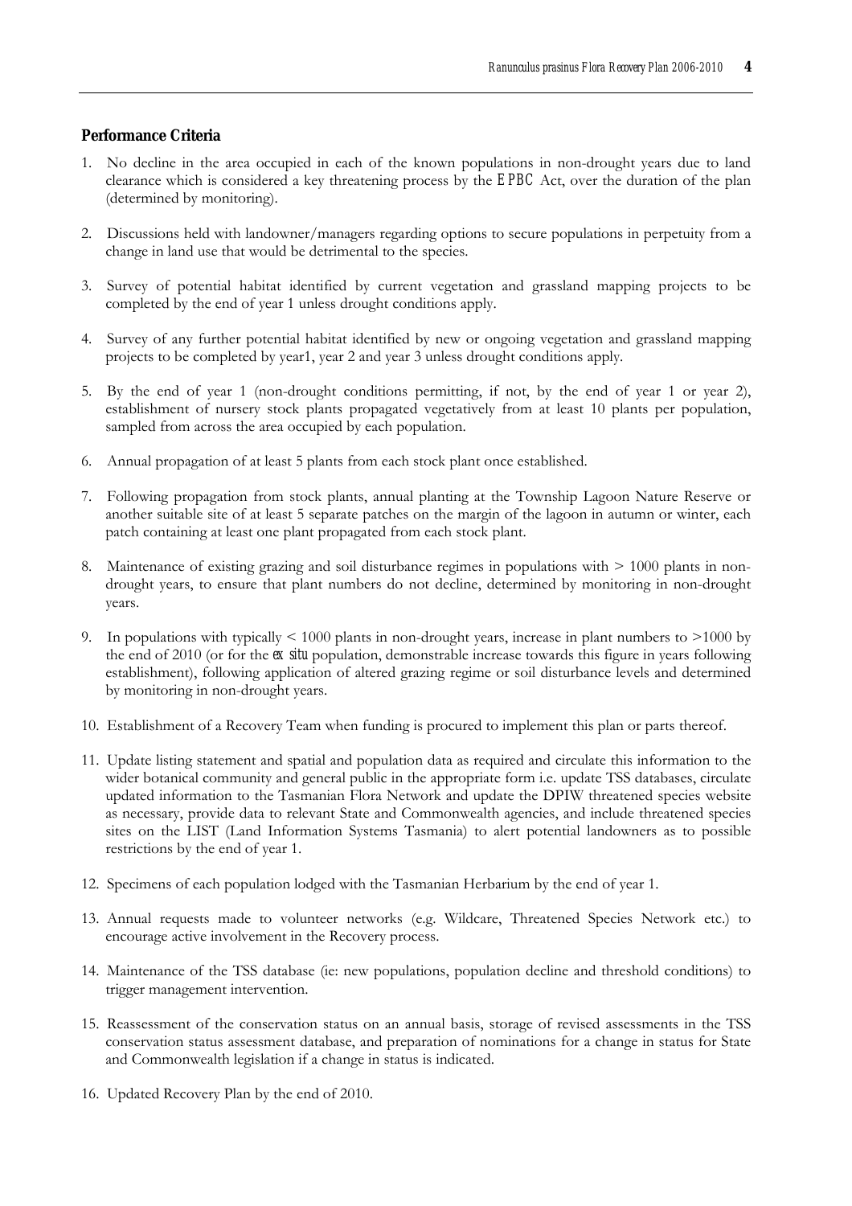### Performance Criteria

1. No decline in the area occupied in each of the known populations in non-drought years due to land clearance which is considered a key threatening process by the *EPBC* Act, over the duration of the plan (determined by monitoring).

2. Discussions held with landowner/managers regarding options to secure populations in perpetuity from a change in land use that would be detrimental to the species.

3. Survey of potential habitat identified by current vegetation and grassland mapping projects to be completed by the end of year 1 unless drought conditions apply.

4. Survey of any further potential habitat identified by new or ongoing vegetation and grassland mapping projects to be completed by year1, year 2 and year 3 unless drought conditions apply.

5. By the end of year 1 (non-drought conditions permitting, if not, by the end of year 1 or year 2), establishment of nursery stock plants propagated vegetatively from at least 10 plants per population, sampled from across the area occupied by each population.

6. Annual propagation of at least 5 plants from each stock plant once established.

7. Following propagation from stock plants, annual planting at the Township Lagoon Nature Reserve or another suitable site of at least 5 separate patches on the margin of the lagoon in autumn or winter, each patch containing at least one plant propagated from each stock plant.

8. Maintenance of existing grazing and soil disturbance regimes in populations with > 1000 plants in non-drought years, to ensure that plant numbers do not decline, determined by monitoring in non-drought years.

9. In populations with typically < 1000 plants in non-drought years, increase in plant numbers to >1000 by the end of 2010 (or for the *ex situ* population, demonstrable increase towards this figure in years following establishment), following application of altered grazing regime or soil disturbance levels and determined by monitoring in non-drought years.

10. Establishment of a Recovery Team when funding is procured to implement this plan or parts thereof.

11. Update listing statement and spatial and population data as required and circulate this information to the wider botanical community and general public in the appropriate form i.e. update TSS databases, circulate updated information to the Tasmanian Flora Network and update the DPIW threatened species website as necessary, provide data to relevant State and Commonwealth agencies, and include threatened species sites on the LIST (Land Information Systems Tasmania) to alert potential landowners as to possible restrictions by the end of year 1.

12. Specimens of each population lodged with the Tasmanian Herbarium by the end of year 1.

13. Annual requests made to volunteer networks (e.g. Wildcare, Threatened Species Network etc.) to encourage active involvement in the Recovery process.

14. Maintenance of the TSS database (ie: new populations, population decline and threshold conditions) to trigger management intervention.

15. Reassessment of the conservation status on an annual basis, storage of revised assessments in the TSS conservation status assessment database, and preparation of nominations for a change in status for State and Commonwealth legislation if a change in status is indicated.

16. Updated Recovery Plan by the end of 2010.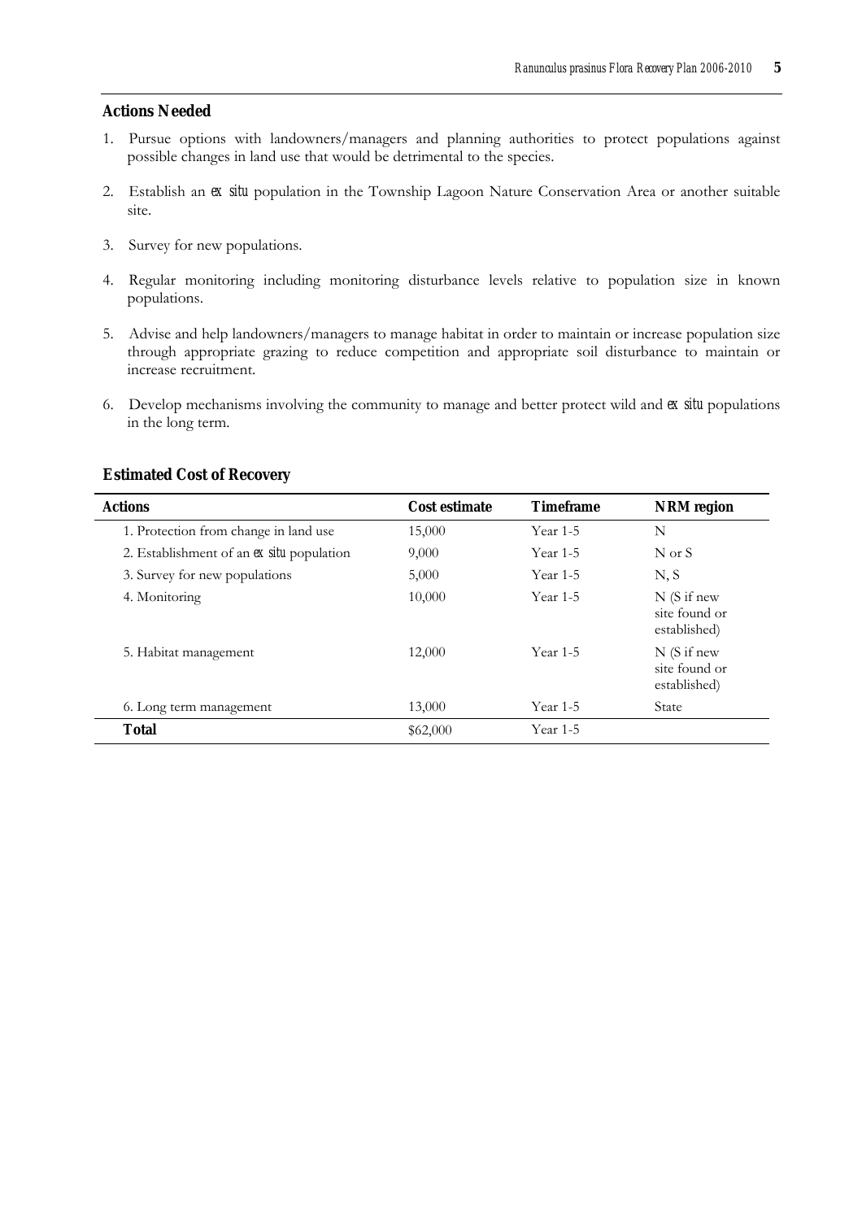## Actions Needed

1. Pursue options with landowners/managers and planning authorities to protect populations against possible changes in land use that would be detrimental to the species.

2. Establish an *ex situ* population in the Township Lagoon Nature Conservation Area or another suitable site.

3. Survey for new populations.

4. Regular monitoring including monitoring disturbance levels relative to population size in known populations.

5. Advise and help landowners/managers to manage habitat in order to maintain or increase population size through appropriate grazing to reduce competition and appropriate soil disturbance to maintain or increase recruitment.

6. Develop mechanisms involving the community to manage and better protect wild and *ex situ* populations in the long term.

## Estimated Cost of Recovery

| Actions | Cost estimate | Timeframe | NRM region |
|---|---|---|---|
| 1. Protection from change in land use | 15,000 | Year 1-5 | N |
| 2. Establishment of an *ex situ* population | 9,000 | Year 1-5 | N or S |
| 3. Survey for new populations | 5,000 | Year 1-5 | N, S |
| 4. Monitoring | 10,000 | Year 1-5 | N (S if new site found or established) |
| 5. Habitat management | 12,000 | Year 1-5 | N (S if new site found or established) |
| 6. Long term management | 13,000 | Year 1-5 | State |
| **Total** | $62,000 | Year 1-5 | |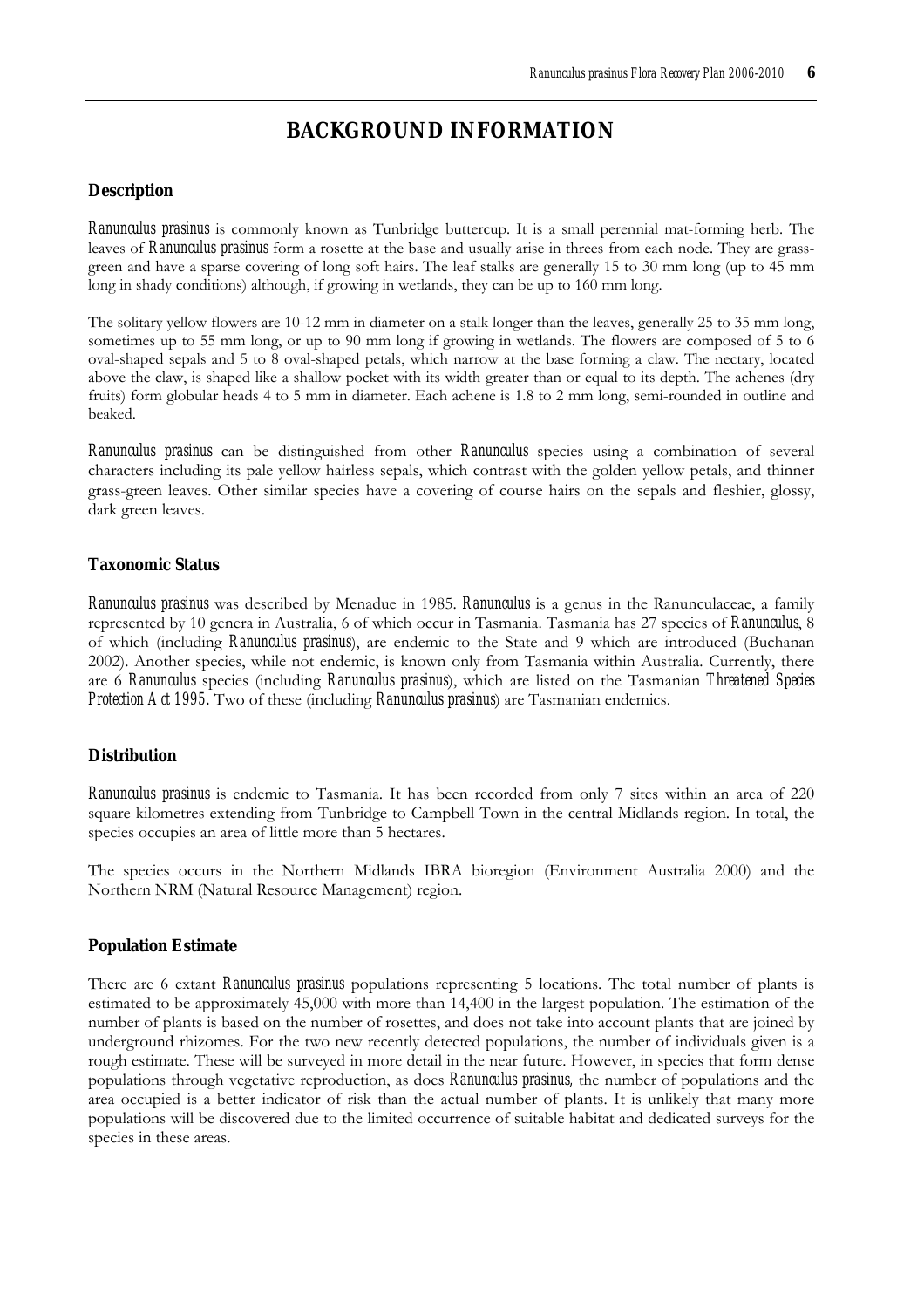## BACKGROUND INFORMATION

### Description

*Ranunculus prasinus* is commonly known as Tunbridge buttercup. It is a small perennial mat-forming herb. The leaves of *Ranunculus prasinus* form a rosette at the base and usually arise in threes from each node. They are grass-green and have a sparse covering of long soft hairs. The leaf stalks are generally 15 to 30 mm long (up to 45 mm long in shady conditions) although, if growing in wetlands, they can be up to 160 mm long.

The solitary yellow flowers are 10-12 mm in diameter on a stalk longer than the leaves, generally 25 to 35 mm long, sometimes up to 55 mm long, or up to 90 mm long if growing in wetlands. The flowers are composed of 5 to 6 oval-shaped sepals and 5 to 8 oval-shaped petals, which narrow at the base forming a claw. The nectary, located above the claw, is shaped like a shallow pocket with its width greater than or equal to its depth. The achenes (dry fruits) form globular heads 4 to 5 mm in diameter. Each achene is 1.8 to 2 mm long, semi-rounded in outline and beaked.

*Ranunculus prasinus* can be distinguished from other *Ranunculus* species using a combination of several characters including its pale yellow hairless sepals, which contrast with the golden yellow petals, and thinner grass-green leaves. Other similar species have a covering of course hairs on the sepals and fleshier, glossy, dark green leaves.

### Taxonomic Status

*Ranunculus prasinus* was described by Menadue in 1985. *Ranunculus* is a genus in the Ranunculaceae, a family represented by 10 genera in Australia, 6 of which occur in Tasmania. Tasmania has 27 species of *Ranunculus*, 8 of which (including *Ranunculus prasinus*), are endemic to the State and 9 which are introduced (Buchanan 2002). Another species, while not endemic, is known only from Tasmania within Australia. Currently, there are 6 *Ranunculus* species (including *Ranunculus prasinus*), which are listed on the Tasmanian *Threatened Species Protection Act 1995*. Two of these (including *Ranunculus prasinus*) are Tasmanian endemics.

### Distribution

*Ranunculus prasinus* is endemic to Tasmania. It has been recorded from only 7 sites within an area of 220 square kilometres extending from Tunbridge to Campbell Town in the central Midlands region. In total, the species occupies an area of little more than 5 hectares.

The species occurs in the Northern Midlands IBRA bioregion (Environment Australia 2000) and the Northern NRM (Natural Resource Management) region.

### Population Estimate

There are 6 extant *Ranunculus prasinus* populations representing 5 locations. The total number of plants is estimated to be approximately 45,000 with more than 14,400 in the largest population. The estimation of the number of plants is based on the number of rosettes, and does not take into account plants that are joined by underground rhizomes. For the two new recently detected populations, the number of individuals given is a rough estimate. These will be surveyed in more detail in the near future. However, in species that form dense populations through vegetative reproduction, as does *Ranunculus prasinus*, the number of populations and the area occupied is a better indicator of risk than the actual number of plants. It is unlikely that many more populations will be discovered due to the limited occurrence of suitable habitat and dedicated surveys for the species in these areas.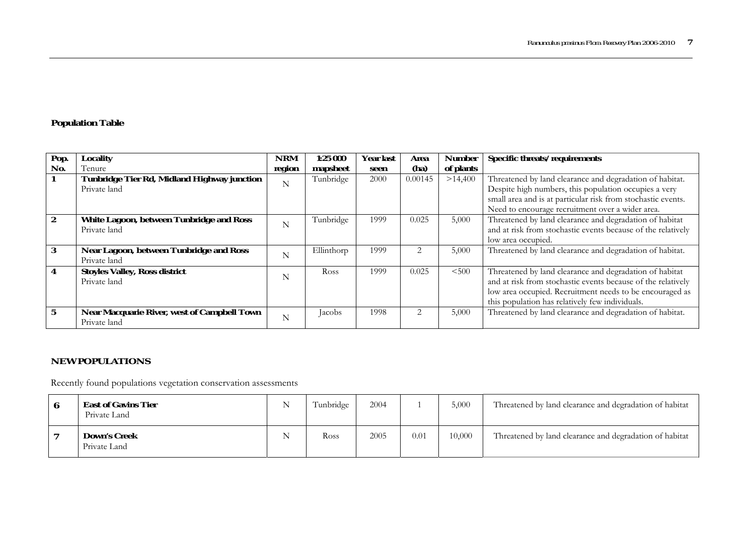**Population Table**

| Pop. No. | Locality<br>Tenure | NRM region | 1:25 000 mapsheet | Year last seen | Area (ha) | Number of plants | Specific threats/requirements |
|---|---|---|---|---|---|---|---|
| **1** | **Tunbridge Tier Rd, Midland Highway junction**<br>Private land | N | Tunbridge | 2000 | 0.00145 | >14,400 | Threatened by land clearance and degradation of habitat. Despite high numbers, this population occupies a very small area and is at particular risk from stochastic events. Need to encourage recruitment over a wider area. |
| **2** | **White Lagoon, between Tunbridge and Ross**<br>Private land | N | Tunbridge | 1999 | 0.025 | 5,000 | Threatened by land clearance and degradation of habitat and at risk from stochastic events because of the relatively low area occupied. |
| **3** | **Near Lagoon, between Tunbridge and Ross**<br>Private land | N | Ellinthorp | 1999 | 2 | 5,000 | Threatened by land clearance and degradation of habitat. |
| **4** | **Stoyles Valley, Ross district**<br>Private land | N | Ross | 1999 | 0.025 | <500 | Threatened by land clearance and degradation of habitat and at risk from stochastic events because of the relatively low area occupied. Recruitment needs to be encouraged as this population has relatively few individuals. |
| **5** | **Near Macquarie River, west of Campbell Town**<br>Private land | N | Jacobs | 1998 | 2 | 5,000 | Threatened by land clearance and degradation of habitat. |

**NEW POPULATIONS**

Recently found populations vegetation conservation assessments

| | | | | | | | |
|---|---|---|---|---|---|---|---|
| **6** | **East of Gavins Tier**<br>Private Land | N | Tunbridge | 2004 | 1 | 5,000 | Threatened by land clearance and degradation of habitat |
| **7** | **Down's Creek**<br>Private Land | N | Ross | 2005 | 0.01 | 10,000 | Threatened by land clearance and degradation of habitat |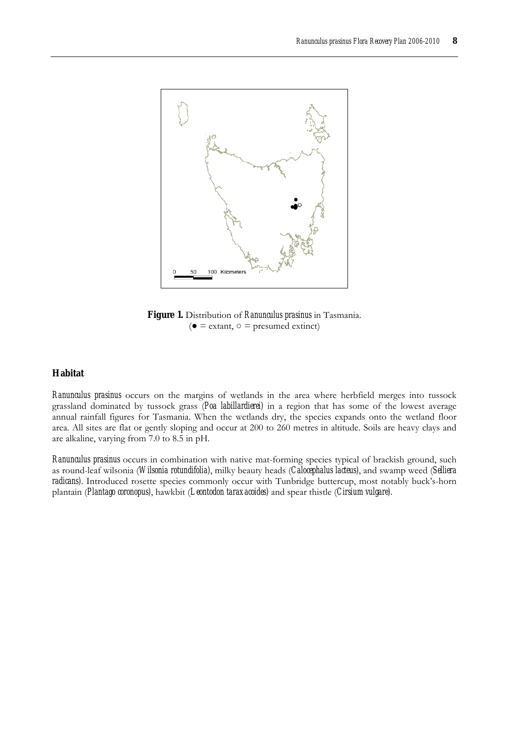0 50 100 Kilometers

**Figure 1.** Distribution of *Ranunculus prasinus* in Tasmania.
(● = extant, ○ = presumed extinct)

## Habitat

*Ranunculus prasinus* occurs on the margins of wetlands in the area where herbfield merges into tussock grassland dominated by tussock grass (*Poa labillardierei*) in a region that has some of the lowest average annual rainfall figures for Tasmania. When the wetlands dry, the species expands onto the wetland floor area. All sites are flat or gently sloping and occur at 200 to 260 metres in altitude. Soils are heavy clays and are alkaline, varying from 7.0 to 8.5 in pH.

*Ranunculus prasinus* occurs in combination with native mat-forming species typical of brackish ground, such as round-leaf wilsonia (*Wilsonia rotundifolia*), milky beauty heads (*Calocephalus lacteus*), and swamp weed (*Selliera radicans*). Introduced rosette species commonly occur with Tunbridge buttercup, most notably buck's-horn plantain (*Plantago coronopus*), hawkbit (*Leontodon taraxacoides*) and spear thistle (*Cirsium vulgare*).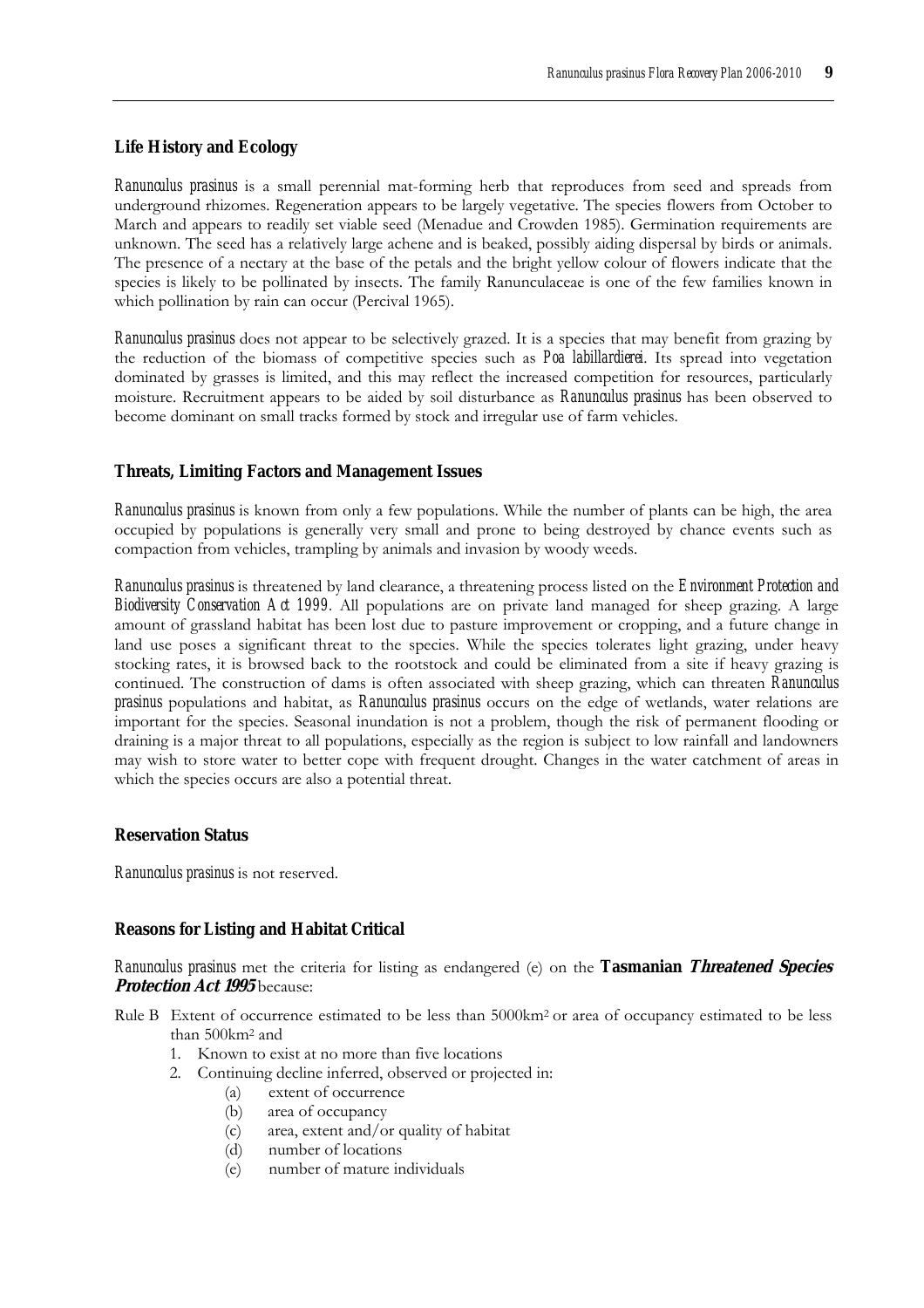## Life History and Ecology

*Ranunculus prasinus* is a small perennial mat-forming herb that reproduces from seed and spreads from underground rhizomes. Regeneration appears to be largely vegetative. The species flowers from October to March and appears to readily set viable seed (Menadue and Crowden 1985). Germination requirements are unknown. The seed has a relatively large achene and is beaked, possibly aiding dispersal by birds or animals. The presence of a nectary at the base of the petals and the bright yellow colour of flowers indicate that the species is likely to be pollinated by insects. The family Ranunculaceae is one of the few families known in which pollination by rain can occur (Percival 1965).

*Ranunculus prasinus* does not appear to be selectively grazed. It is a species that may benefit from grazing by the reduction of the biomass of competitive species such as *Poa labillardierei*. Its spread into vegetation dominated by grasses is limited, and this may reflect the increased competition for resources, particularly moisture. Recruitment appears to be aided by soil disturbance as *Ranunculus prasinus* has been observed to become dominant on small tracks formed by stock and irregular use of farm vehicles.

## Threats, Limiting Factors and Management Issues

*Ranunculus prasinus* is known from only a few populations. While the number of plants can be high, the area occupied by populations is generally very small and prone to being destroyed by chance events such as compaction from vehicles, trampling by animals and invasion by woody weeds.

*Ranunculus prasinus* is threatened by land clearance, a threatening process listed on the *Environment Protection and Biodiversity Conservation Act 1999*. All populations are on private land managed for sheep grazing. A large amount of grassland habitat has been lost due to pasture improvement or cropping, and a future change in land use poses a significant threat to the species. While the species tolerates light grazing, under heavy stocking rates, it is browsed back to the rootstock and could be eliminated from a site if heavy grazing is continued. The construction of dams is often associated with sheep grazing, which can threaten *Ranunculus prasinus* populations and habitat, as *Ranunculus prasinus* occurs on the edge of wetlands, water relations are important for the species. Seasonal inundation is not a problem, though the risk of permanent flooding or draining is a major threat to all populations, especially as the region is subject to low rainfall and landowners may wish to store water to better cope with frequent drought. Changes in the water catchment of areas in which the species occurs are also a potential threat.

## Reservation Status

*Ranunculus prasinus* is not reserved.

## Reasons for Listing and Habitat Critical

*Ranunculus prasinus* met the criteria for listing as endangered (e) on the **Tasmanian *Threatened Species Protection Act 1995*** because:

Rule B Extent of occurrence estimated to be less than 5000km$^2$ or area of occupancy estimated to be less than 500km$^2$ and

1. Known to exist at no more than five locations
2. Continuing decline inferred, observed or projected in:
    - (a) extent of occurrence
    - (b) area of occupancy
    - (c) area, extent and/or quality of habitat
    - (d) number of locations
    - (e) number of mature individuals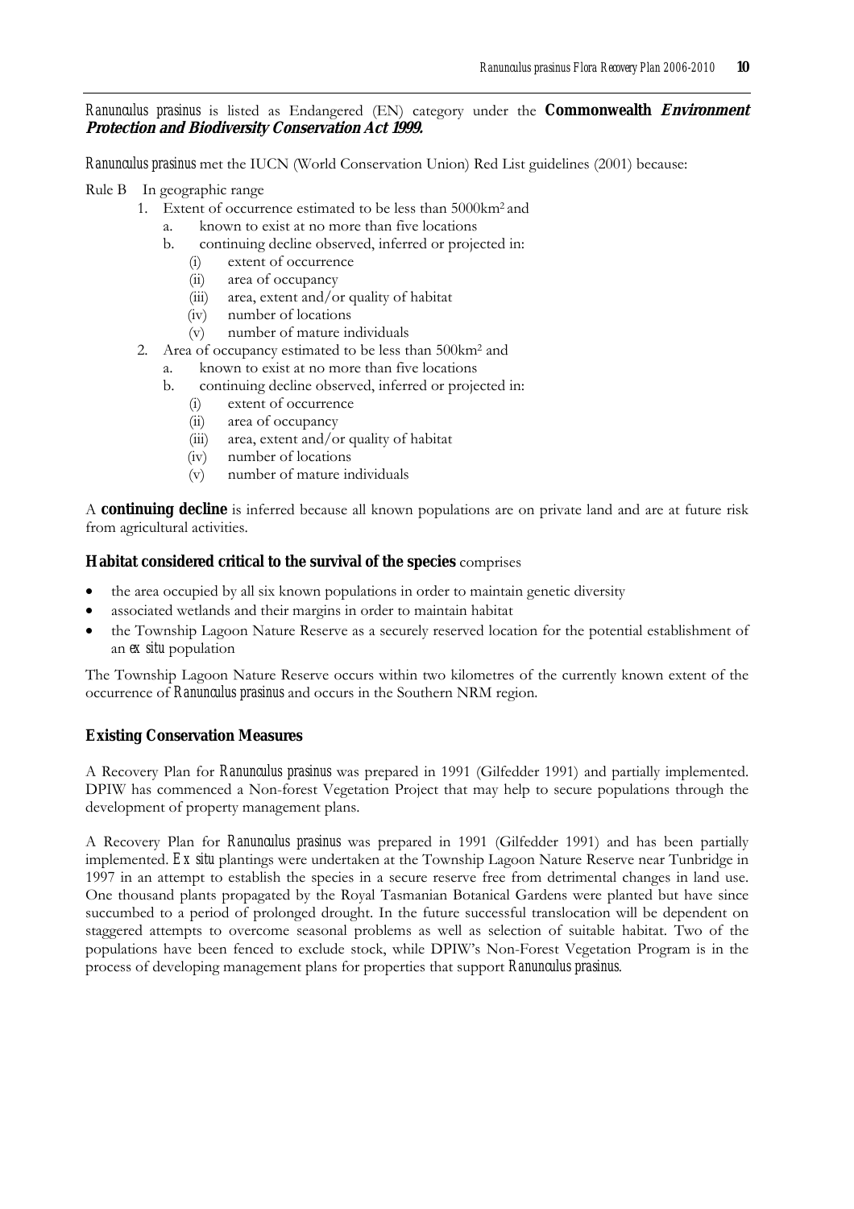*Ranunculus prasinus* is listed as Endangered (EN) category under the **Commonwealth *Environment Protection and Biodiversity Conservation Act 1999.***

*Ranunculus prasinus* met the IUCN (World Conservation Union) Red List guidelines (2001) because:

Rule B In geographic range

1. Extent of occurrence estimated to be less than 5000km² and
    a. known to exist at no more than five locations
    b. continuing decline observed, inferred or projected in:
        (i) extent of occurrence
        (ii) area of occupancy
        (iii) area, extent and/or quality of habitat
        (iv) number of locations
        (v) number of mature individuals
2. Area of occupancy estimated to be less than 500km² and
    a. known to exist at no more than five locations
    b. continuing decline observed, inferred or projected in:
        (i) extent of occurrence
        (ii) area of occupancy
        (iii) area, extent and/or quality of habitat
        (iv) number of locations
        (v) number of mature individuals

A **continuing decline** is inferred because all known populations are on private land and are at future risk from agricultural activities.

**Habitat considered critical to the survival of the species** comprises

- the area occupied by all six known populations in order to maintain genetic diversity
- associated wetlands and their margins in order to maintain habitat
- the Township Lagoon Nature Reserve as a securely reserved location for the potential establishment of an *ex situ* population

The Township Lagoon Nature Reserve occurs within two kilometres of the currently known extent of the occurrence of *Ranunculus prasinus* and occurs in the Southern NRM region.

## Existing Conservation Measures

A Recovery Plan for *Ranunculus prasinus* was prepared in 1991 (Gilfedder 1991) and partially implemented. DPIW has commenced a Non-forest Vegetation Project that may help to secure populations through the development of property management plans.

A Recovery Plan for *Ranunculus prasinus* was prepared in 1991 (Gilfedder 1991) and has been partially implemented. *Ex situ* plantings were undertaken at the Township Lagoon Nature Reserve near Tunbridge in 1997 in an attempt to establish the species in a secure reserve free from detrimental changes in land use. One thousand plants propagated by the Royal Tasmanian Botanical Gardens were planted but have since succumbed to a period of prolonged drought. In the future successful translocation will be dependent on staggered attempts to overcome seasonal problems as well as selection of suitable habitat. Two of the populations have been fenced to exclude stock, while DPIW's Non-Forest Vegetation Program is in the process of developing management plans for properties that support *Ranunculus prasinus.*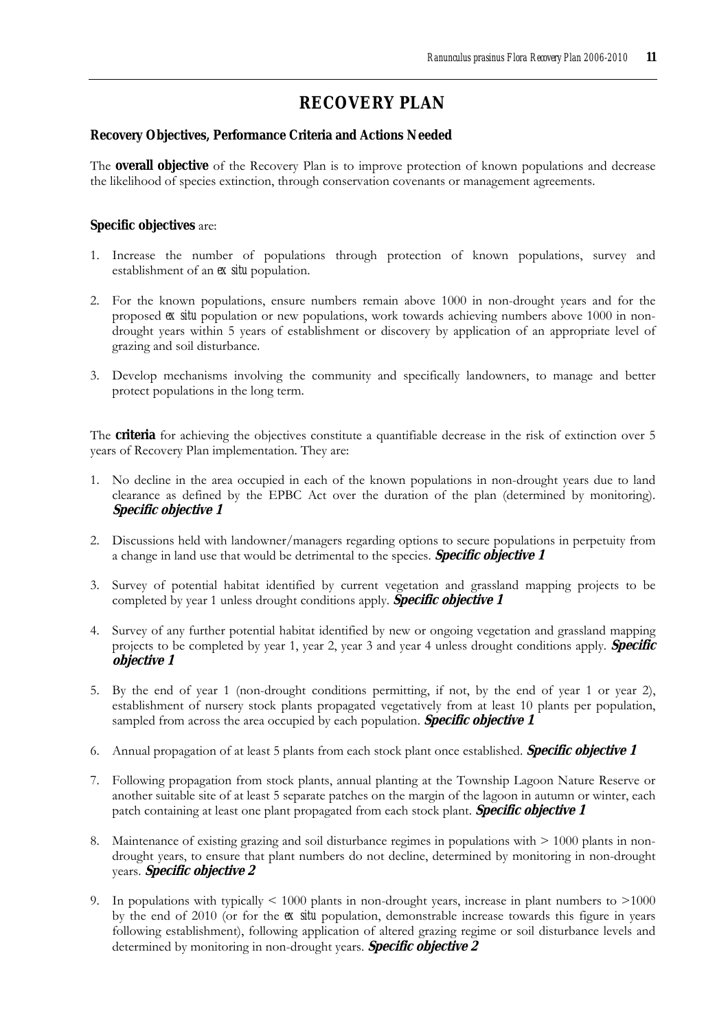# RECOVERY PLAN

### Recovery Objectives, Performance Criteria and Actions Needed

The **overall objective** of the Recovery Plan is to improve protection of known populations and decrease the likelihood of species extinction, through conservation covenants or management agreements.

**Specific objectives** are:

1. Increase the number of populations through protection of known populations, survey and establishment of an *ex situ* population.
2. For the known populations, ensure numbers remain above 1000 in non-drought years and for the proposed *ex situ* population or new populations, work towards achieving numbers above 1000 in non-drought years within 5 years of establishment or discovery by application of an appropriate level of grazing and soil disturbance.
3. Develop mechanisms involving the community and specifically landowners, to manage and better protect populations in the long term.

The **criteria** for achieving the objectives constitute a quantifiable decrease in the risk of extinction over 5 years of Recovery Plan implementation. They are:

1. No decline in the area occupied in each of the known populations in non-drought years due to land clearance as defined by the EPBC Act over the duration of the plan (determined by monitoring). ***Specific objective 1***
2. Discussions held with landowner/managers regarding options to secure populations in perpetuity from a change in land use that would be detrimental to the species. ***Specific objective 1***
3. Survey of potential habitat identified by current vegetation and grassland mapping projects to be completed by year 1 unless drought conditions apply. ***Specific objective 1***
4. Survey of any further potential habitat identified by new or ongoing vegetation and grassland mapping projects to be completed by year 1, year 2, year 3 and year 4 unless drought conditions apply. ***Specific objective 1***
5. By the end of year 1 (non-drought conditions permitting, if not, by the end of year 1 or year 2), establishment of nursery stock plants propagated vegetatively from at least 10 plants per population, sampled from across the area occupied by each population. ***Specific objective 1***
6. Annual propagation of at least 5 plants from each stock plant once established. ***Specific objective 1***
7. Following propagation from stock plants, annual planting at the Township Lagoon Nature Reserve or another suitable site of at least 5 separate patches on the margin of the lagoon in autumn or winter, each patch containing at least one plant propagated from each stock plant. ***Specific objective 1***
8. Maintenance of existing grazing and soil disturbance regimes in populations with > 1000 plants in non-drought years, to ensure that plant numbers do not decline, determined by monitoring in non-drought years. ***Specific objective 2***
9. In populations with typically < 1000 plants in non-drought years, increase in plant numbers to >1000 by the end of 2010 (or for the *ex situ* population, demonstrable increase towards this figure in years following establishment), following application of altered grazing regime or soil disturbance levels and determined by monitoring in non-drought years. ***Specific objective 2***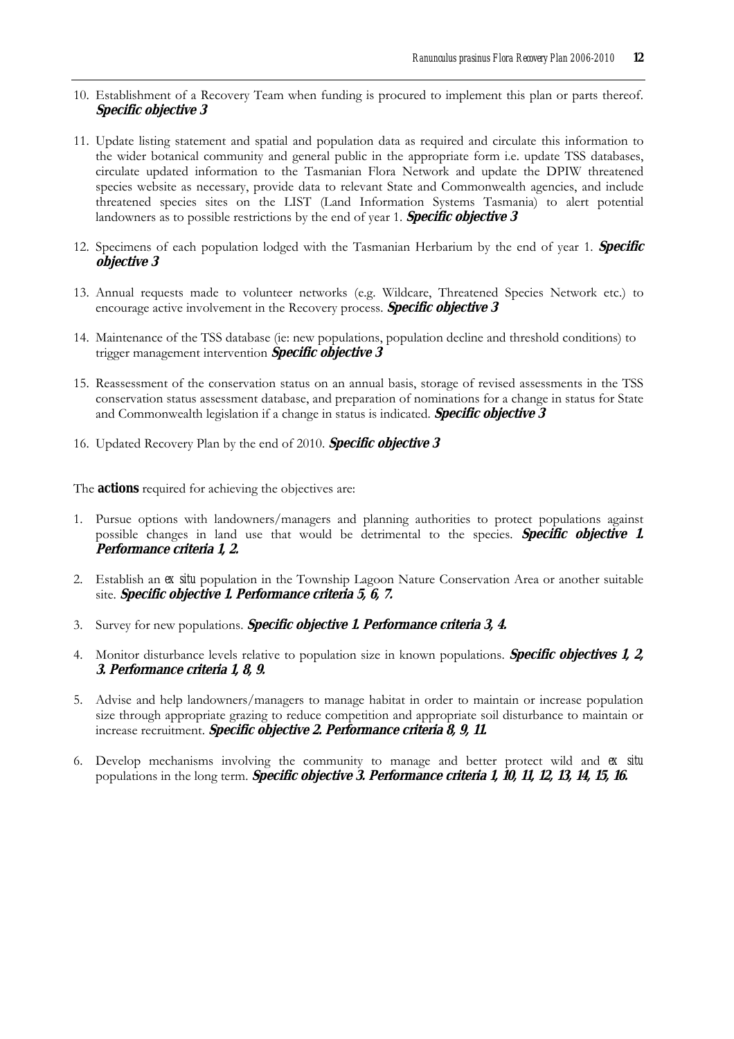10. Establishment of a Recovery Team when funding is procured to implement this plan or parts thereof. **Specific objective 3**

11. Update listing statement and spatial and population data as required and circulate this information to the wider botanical community and general public in the appropriate form i.e. update TSS databases, circulate updated information to the Tasmanian Flora Network and update the DPIW threatened species website as necessary, provide data to relevant State and Commonwealth agencies, and include threatened species sites on the LIST (Land Information Systems Tasmania) to alert potential landowners as to possible restrictions by the end of year 1. **Specific objective 3**

12. Specimens of each population lodged with the Tasmanian Herbarium by the end of year 1. **Specific objective 3**

13. Annual requests made to volunteer networks (e.g. Wildcare, Threatened Species Network etc.) to encourage active involvement in the Recovery process. **Specific objective 3**

14. Maintenance of the TSS database (ie: new populations, population decline and threshold conditions) to trigger management intervention **Specific objective 3**

15. Reassessment of the conservation status on an annual basis, storage of revised assessments in the TSS conservation status assessment database, and preparation of nominations for a change in status for State and Commonwealth legislation if a change in status is indicated. **Specific objective 3**

16. Updated Recovery Plan by the end of 2010. **Specific objective 3**

The **actions** required for achieving the objectives are:

1. Pursue options with landowners/managers and planning authorities to protect populations against possible changes in land use that would be detrimental to the species. **Specific objective 1. Performance criteria 1, 2.**

2. Establish an *ex situ* population in the Township Lagoon Nature Conservation Area or another suitable site. **Specific objective 1. Performance criteria 5, 6, 7.**

3. Survey for new populations. **Specific objective 1. Performance criteria 3, 4.**

4. Monitor disturbance levels relative to population size in known populations. **Specific objectives 1, 2, 3. Performance criteria 1, 8, 9.**

5. Advise and help landowners/managers to manage habitat in order to maintain or increase population size through appropriate grazing to reduce competition and appropriate soil disturbance to maintain or increase recruitment. **Specific objective 2. Performance criteria 8, 9, 11.**

6. Develop mechanisms involving the community to manage and better protect wild and *ex situ* populations in the long term. **Specific objective 3. Performance criteria 1, 10, 11, 12, 13, 14, 15, 16.**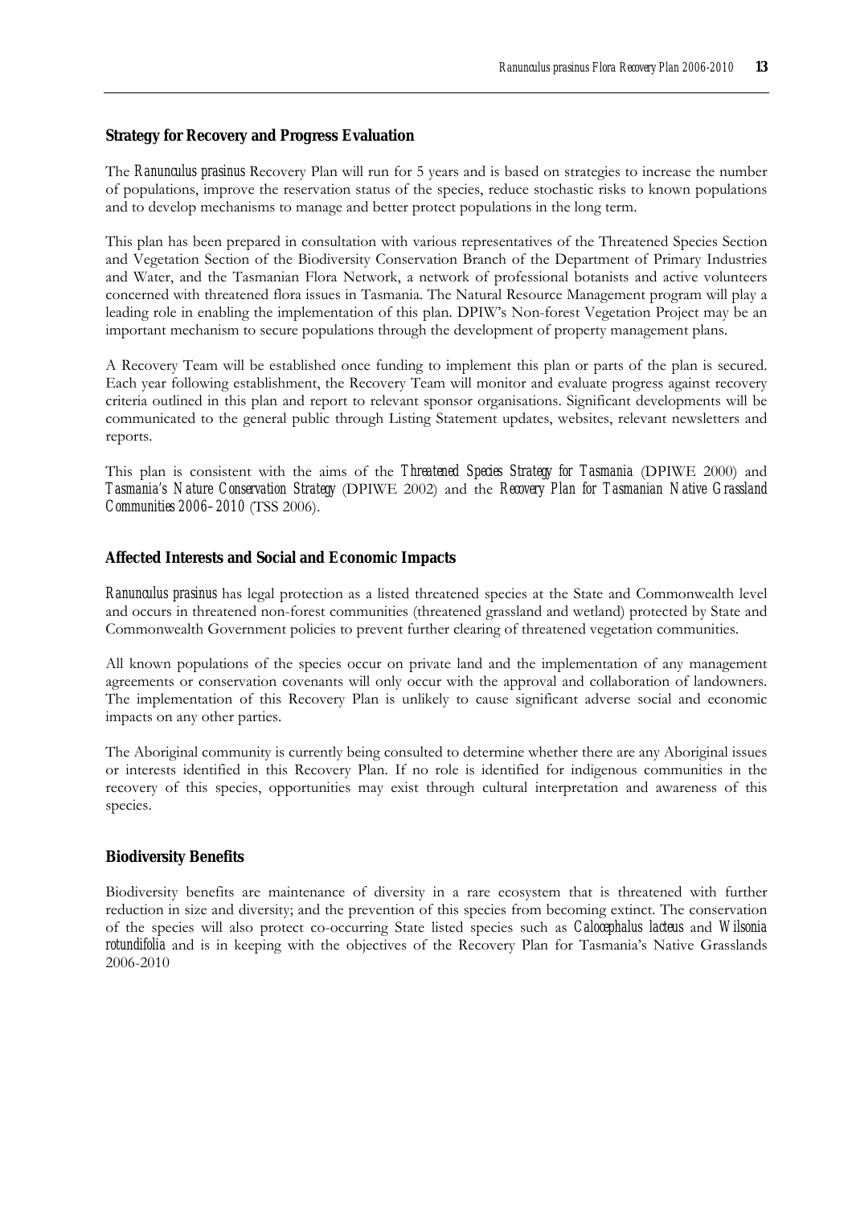## Strategy for Recovery and Progress Evaluation

The *Ranunculus prasinus* Recovery Plan will run for 5 years and is based on strategies to increase the number of populations, improve the reservation status of the species, reduce stochastic risks to known populations and to develop mechanisms to manage and better protect populations in the long term.

This plan has been prepared in consultation with various representatives of the Threatened Species Section and Vegetation Section of the Biodiversity Conservation Branch of the Department of Primary Industries and Water, and the Tasmanian Flora Network, a network of professional botanists and active volunteers concerned with threatened flora issues in Tasmania. The Natural Resource Management program will play a leading role in enabling the implementation of this plan. DPIW's Non-forest Vegetation Project may be an important mechanism to secure populations through the development of property management plans.

A Recovery Team will be established once funding to implement this plan or parts of the plan is secured. Each year following establishment, the Recovery Team will monitor and evaluate progress against recovery criteria outlined in this plan and report to relevant sponsor organisations. Significant developments will be communicated to the general public through Listing Statement updates, websites, relevant newsletters and reports.

This plan is consistent with the aims of the *Threatened Species Strategy for Tasmania* (DPIWE 2000) and *Tasmania's Nature Conservation Strategy* (DPIWE 2002) and the *Recovery Plan for Tasmanian Native Grassland Communities 2006–2010* (TSS 2006).

## Affected Interests and Social and Economic Impacts

*Ranunculus prasinus* has legal protection as a listed threatened species at the State and Commonwealth level and occurs in threatened non-forest communities (threatened grassland and wetland) protected by State and Commonwealth Government policies to prevent further clearing of threatened vegetation communities.

All known populations of the species occur on private land and the implementation of any management agreements or conservation covenants will only occur with the approval and collaboration of landowners. The implementation of this Recovery Plan is unlikely to cause significant adverse social and economic impacts on any other parties.

The Aboriginal community is currently being consulted to determine whether there are any Aboriginal issues or interests identified in this Recovery Plan. If no role is identified for indigenous communities in the recovery of this species, opportunities may exist through cultural interpretation and awareness of this species.

## Biodiversity Benefits

Biodiversity benefits are maintenance of diversity in a rare ecosystem that is threatened with further reduction in size and diversity; and the prevention of this species from becoming extinct. The conservation of the species will also protect co-occurring State listed species such as *Calocephalus lacteus* and *Wilsonia rotundifolia* and is in keeping with the objectives of the Recovery Plan for Tasmania's Native Grasslands 2006-2010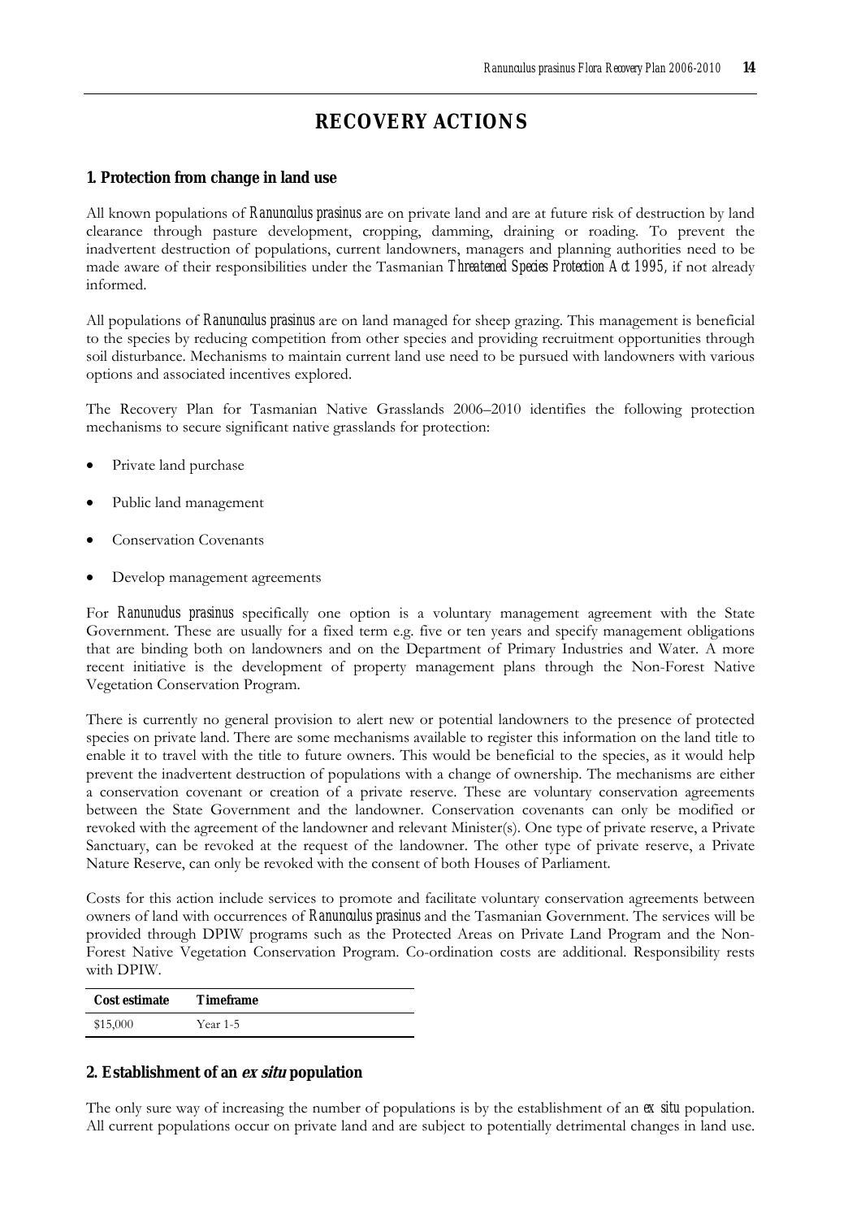# RECOVERY ACTIONS

### 1. Protection from change in land use

All known populations of *Ranunculus prasinus* are on private land and are at future risk of destruction by land clearance through pasture development, cropping, damming, draining or roading. To prevent the inadvertent destruction of populations, current landowners, managers and planning authorities need to be made aware of their responsibilities under the Tasmanian *Threatened Species Protection Act 1995*, if not already informed.

All populations of *Ranunculus prasinus* are on land managed for sheep grazing. This management is beneficial to the species by reducing competition from other species and providing recruitment opportunities through soil disturbance. Mechanisms to maintain current land use need to be pursued with landowners with various options and associated incentives explored.

The Recovery Plan for Tasmanian Native Grasslands 2006–2010 identifies the following protection mechanisms to secure significant native grasslands for protection:

- Private land purchase
- Public land management
- Conservation Covenants
- Develop management agreements

For *Ranunudus prasinus* specifically one option is a voluntary management agreement with the State Government. These are usually for a fixed term e.g. five or ten years and specify management obligations that are binding both on landowners and on the Department of Primary Industries and Water. A more recent initiative is the development of property management plans through the Non-Forest Native Vegetation Conservation Program.

There is currently no general provision to alert new or potential landowners to the presence of protected species on private land. There are some mechanisms available to register this information on the land title to enable it to travel with the title to future owners. This would be beneficial to the species, as it would help prevent the inadvertent destruction of populations with a change of ownership. The mechanisms are either a conservation covenant or creation of a private reserve. These are voluntary conservation agreements between the State Government and the landowner. Conservation covenants can only be modified or revoked with the agreement of the landowner and relevant Minister(s). One type of private reserve, a Private Sanctuary, can be revoked at the request of the landowner. The other type of private reserve, a Private Nature Reserve, can only be revoked with the consent of both Houses of Parliament.

Costs for this action include services to promote and facilitate voluntary conservation agreements between owners of land with occurrences of *Ranunculus prasinus* and the Tasmanian Government. The services will be provided through DPIW programs such as the Protected Areas on Private Land Program and the Non-Forest Native Vegetation Conservation Program. Co-ordination costs are additional. Responsibility rests with DPIW.

| Cost estimate | Timeframe |
|---|---|
| $15,000 | Year 1-5 |

### 2. Establishment of an *ex situ* population

The only sure way of increasing the number of populations is by the establishment of an *ex situ* population. All current populations occur on private land and are subject to potentially detrimental changes in land use.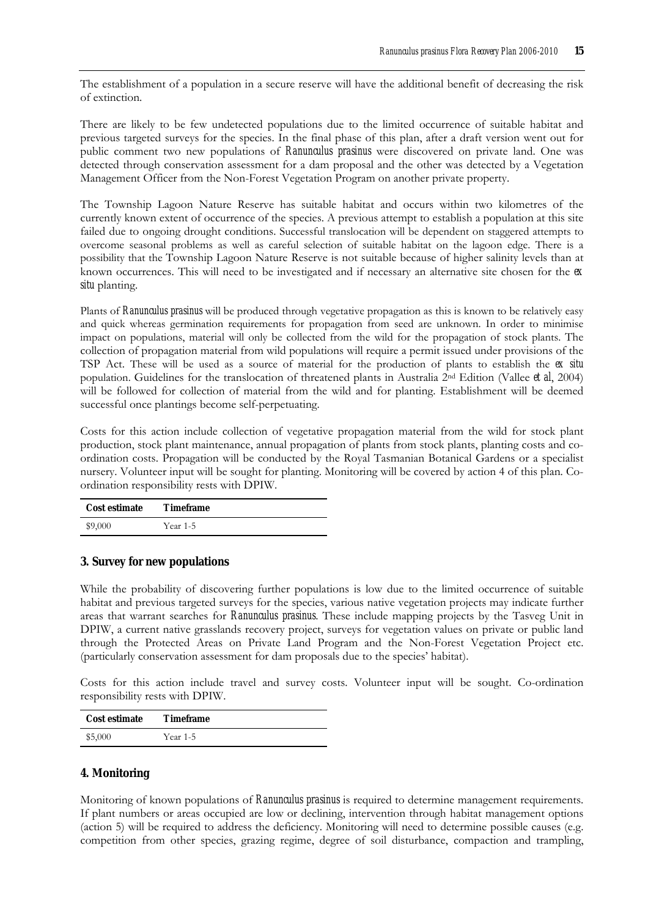The establishment of a population in a secure reserve will have the additional benefit of decreasing the risk of extinction.

There are likely to be few undetected populations due to the limited occurrence of suitable habitat and previous targeted surveys for the species. In the final phase of this plan, after a draft version went out for public comment two new populations of *Ranunculus prasinus* were discovered on private land. One was detected through conservation assessment for a dam proposal and the other was detected by a Vegetation Management Officer from the Non-Forest Vegetation Program on another private property.

The Township Lagoon Nature Reserve has suitable habitat and occurs within two kilometres of the currently known extent of occurrence of the species. A previous attempt to establish a population at this site failed due to ongoing drought conditions. Successful translocation will be dependent on staggered attempts to overcome seasonal problems as well as careful selection of suitable habitat on the lagoon edge. There is a possibility that the Township Lagoon Nature Reserve is not suitable because of higher salinity levels than at known occurrences. This will need to be investigated and if necessary an alternative site chosen for the *ex situ* planting.

Plants of *Ranunculus prasinus* will be produced through vegetative propagation as this is known to be relatively easy and quick whereas germination requirements for propagation from seed are unknown. In order to minimise impact on populations, material will only be collected from the wild for the propagation of stock plants. The collection of propagation material from wild populations will require a permit issued under provisions of the TSP Act. These will be used as a source of material for the production of plants to establish the *ex situ* population. Guidelines for the translocation of threatened plants in Australia 2nd Edition (Vallee *et al*, 2004) will be followed for collection of material from the wild and for planting. Establishment will be deemed successful once plantings become self-perpetuating.

Costs for this action include collection of vegetative propagation material from the wild for stock plant production, stock plant maintenance, annual propagation of plants from stock plants, planting costs and co-ordination costs. Propagation will be conducted by the Royal Tasmanian Botanical Gardens or a specialist nursery. Volunteer input will be sought for planting. Monitoring will be covered by action 4 of this plan. Co-ordination responsibility rests with DPIW.

| Cost estimate | Timeframe |
|---|---|
| $9,000 | Year 1-5 |

### 3. Survey for new populations

While the probability of discovering further populations is low due to the limited occurrence of suitable habitat and previous targeted surveys for the species, various native vegetation projects may indicate further areas that warrant searches for *Ranunculus prasinus*. These include mapping projects by the Tasveg Unit in DPIW, a current native grasslands recovery project, surveys for vegetation values on private or public land through the Protected Areas on Private Land Program and the Non-Forest Vegetation Project etc. (particularly conservation assessment for dam proposals due to the species' habitat).

Costs for this action include travel and survey costs. Volunteer input will be sought. Co-ordination responsibility rests with DPIW.

| Cost estimate | Timeframe |
|---|---|
| $5,000 | Year 1-5 |

### 4. Monitoring

Monitoring of known populations of *Ranunculus prasinus* is required to determine management requirements. If plant numbers or areas occupied are low or declining, intervention through habitat management options (action 5) will be required to address the deficiency. Monitoring will need to determine possible causes (e.g. competition from other species, grazing regime, degree of soil disturbance, compaction and trampling,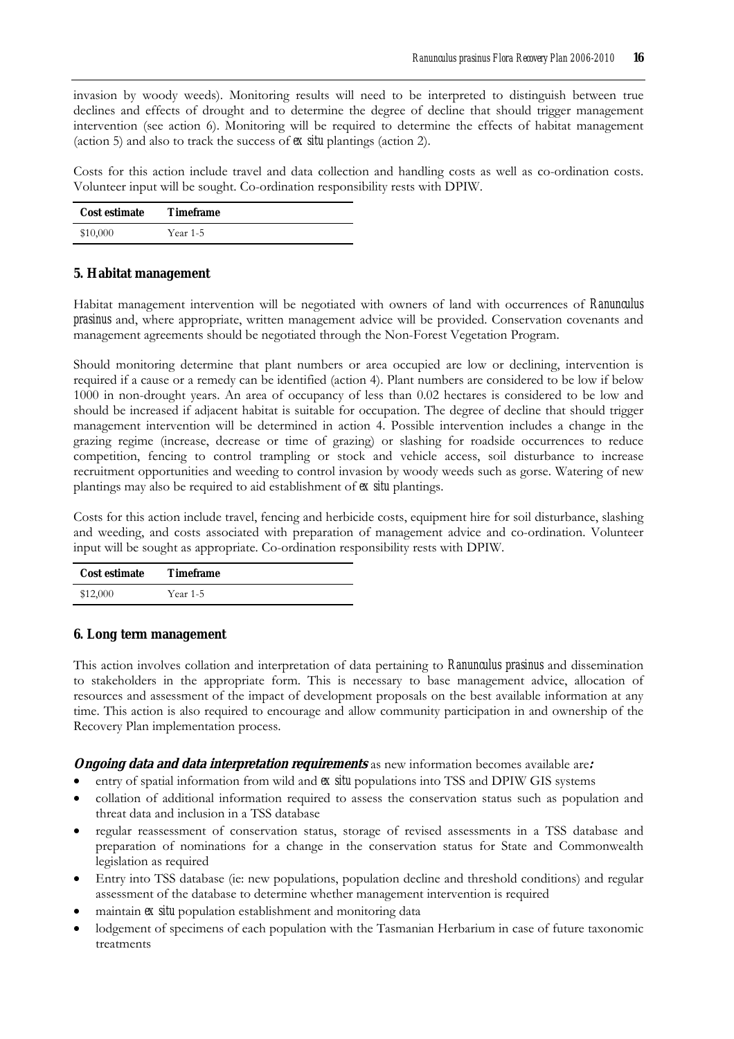invasion by woody weeds). Monitoring results will need to be interpreted to distinguish between true declines and effects of drought and to determine the degree of decline that should trigger management intervention (see action 6). Monitoring will be required to determine the effects of habitat management (action 5) and also to track the success of *ex situ* plantings (action 2).

Costs for this action include travel and data collection and handling costs as well as co-ordination costs. Volunteer input will be sought. Co-ordination responsibility rests with DPIW.

| Cost estimate | Timeframe |
|---|---|
| $10,000 | Year 1-5 |

### 5. Habitat management

Habitat management intervention will be negotiated with owners of land with occurrences of *Ranunculus prasinus* and, where appropriate, written management advice will be provided. Conservation covenants and management agreements should be negotiated through the Non-Forest Vegetation Program.

Should monitoring determine that plant numbers or area occupied are low or declining, intervention is required if a cause or a remedy can be identified (action 4). Plant numbers are considered to be low if below 1000 in non-drought years. An area of occupancy of less than 0.02 hectares is considered to be low and should be increased if adjacent habitat is suitable for occupation. The degree of decline that should trigger management intervention will be determined in action 4. Possible intervention includes a change in the grazing regime (increase, decrease or time of grazing) or slashing for roadside occurrences to reduce competition, fencing to control trampling or stock and vehicle access, soil disturbance to increase recruitment opportunities and weeding to control invasion by woody weeds such as gorse. Watering of new plantings may also be required to aid establishment of *ex situ* plantings.

Costs for this action include travel, fencing and herbicide costs, equipment hire for soil disturbance, slashing and weeding, and costs associated with preparation of management advice and co-ordination. Volunteer input will be sought as appropriate. Co-ordination responsibility rests with DPIW.

| Cost estimate | Timeframe |
|---|---|
| $12,000 | Year 1-5 |

### 6. Long term management

This action involves collation and interpretation of data pertaining to *Ranunculus prasinus* and dissemination to stakeholders in the appropriate form. This is necessary to base management advice, allocation of resources and assessment of the impact of development proposals on the best available information at any time. This action is also required to encourage and allow community participation in and ownership of the Recovery Plan implementation process.

***Ongoing data and data interpretation requirements*** as new information becomes available are***:***

- entry of spatial information from wild and *ex situ* populations into TSS and DPIW GIS systems
- collation of additional information required to assess the conservation status such as population and threat data and inclusion in a TSS database
- regular reassessment of conservation status, storage of revised assessments in a TSS database and preparation of nominations for a change in the conservation status for State and Commonwealth legislation as required
- Entry into TSS database (ie: new populations, population decline and threshold conditions) and regular assessment of the database to determine whether management intervention is required
- maintain *ex situ* population establishment and monitoring data
- lodgement of specimens of each population with the Tasmanian Herbarium in case of future taxonomic treatments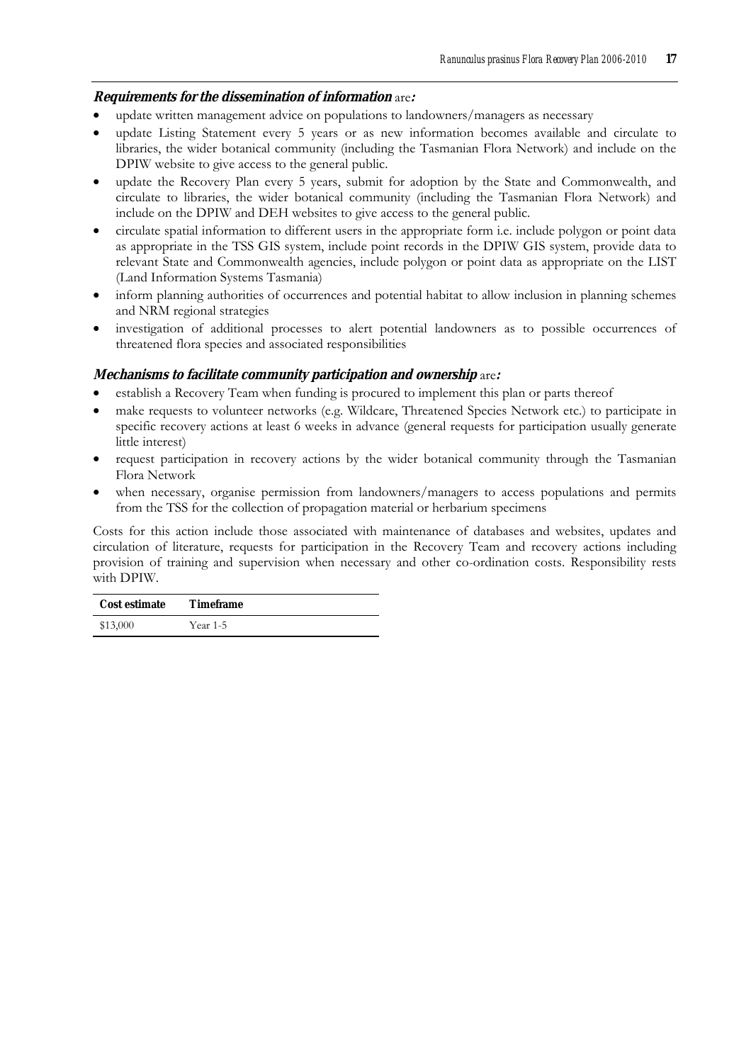***Requirements for the dissemination of information*** are***:***

- update written management advice on populations to landowners/managers as necessary
- update Listing Statement every 5 years or as new information becomes available and circulate to libraries, the wider botanical community (including the Tasmanian Flora Network) and include on the DPIW website to give access to the general public.
- update the Recovery Plan every 5 years, submit for adoption by the State and Commonwealth, and circulate to libraries, the wider botanical community (including the Tasmanian Flora Network) and include on the DPIW and DEH websites to give access to the general public.
- circulate spatial information to different users in the appropriate form i.e. include polygon or point data as appropriate in the TSS GIS system, include point records in the DPIW GIS system, provide data to relevant State and Commonwealth agencies, include polygon or point data as appropriate on the LIST (Land Information Systems Tasmania)
- inform planning authorities of occurrences and potential habitat to allow inclusion in planning schemes and NRM regional strategies
- investigation of additional processes to alert potential landowners as to possible occurrences of threatened flora species and associated responsibilities

***Mechanisms to facilitate community participation and ownership*** are***:***

- establish a Recovery Team when funding is procured to implement this plan or parts thereof
- make requests to volunteer networks (e.g. Wildcare, Threatened Species Network etc.) to participate in specific recovery actions at least 6 weeks in advance (general requests for participation usually generate little interest)
- request participation in recovery actions by the wider botanical community through the Tasmanian Flora Network
- when necessary, organise permission from landowners/managers to access populations and permits from the TSS for the collection of propagation material or herbarium specimens

Costs for this action include those associated with maintenance of databases and websites, updates and circulation of literature, requests for participation in the Recovery Team and recovery actions including provision of training and supervision when necessary and other co-ordination costs. Responsibility rests with DPIW.

| Cost estimate | Timeframe |
|---|---|
| $13,000 | Year 1-5 |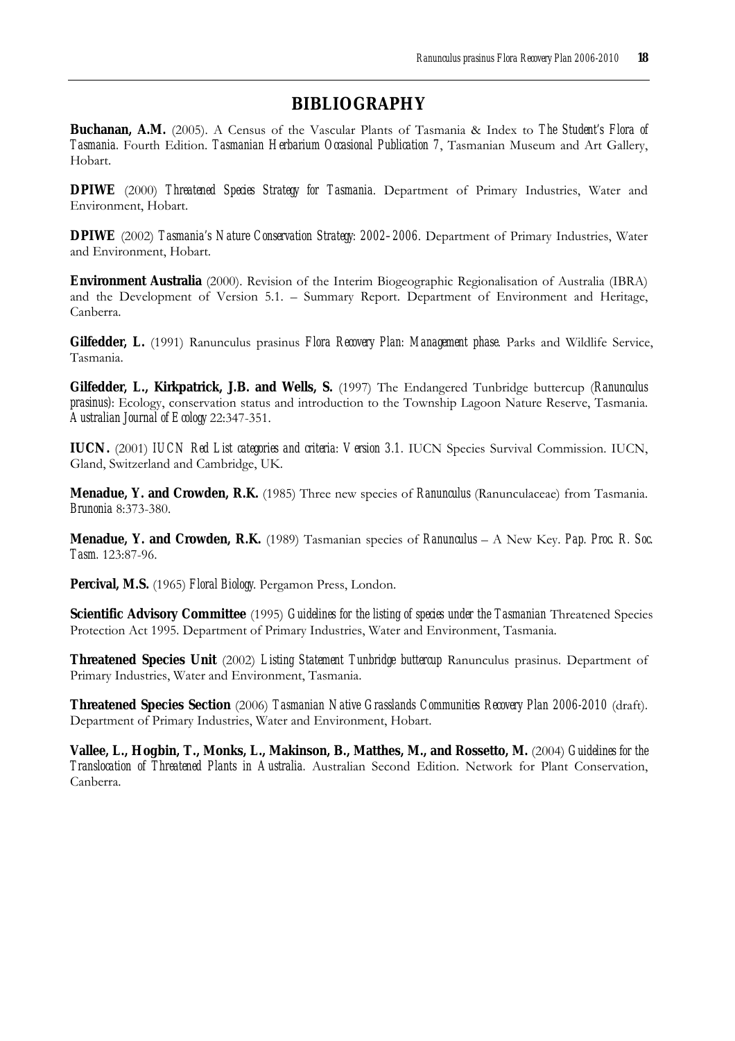## BIBLIOGRAPHY

**Buchanan, A.M.** (2005). A Census of the Vascular Plants of Tasmania & Index to *The Student's Flora of Tasmania*. Fourth Edition. *Tasmanian Herbarium Occasional Publication 7*, Tasmanian Museum and Art Gallery, Hobart.

**DPIWE** (2000) *Threatened Species Strategy for Tasmania*. Department of Primary Industries, Water and Environment, Hobart.

**DPIWE** (2002) *Tasmania's Nature Conservation Strategy: 2002–2006*. Department of Primary Industries, Water and Environment, Hobart.

**Environment Australia** (2000). Revision of the Interim Biogeographic Regionalisation of Australia (IBRA) and the Development of Version 5.1. – Summary Report. Department of Environment and Heritage, Canberra.

**Gilfedder, L.** (1991) Ranunculus prasinus *Flora Recovery Plan: Management phase*. Parks and Wildlife Service, Tasmania.

**Gilfedder, L., Kirkpatrick, J.B. and Wells, S.** (1997) The Endangered Tunbridge buttercup (*Ranunculus prasinus*): Ecology, conservation status and introduction to the Township Lagoon Nature Reserve, Tasmania. *Australian Journal of Ecology* 22:347-351.

**IUCN.** (2001) *IUCN Red List categories and criteria: Version 3.1*. IUCN Species Survival Commission. IUCN, Gland, Switzerland and Cambridge, UK.

**Menadue, Y. and Crowden, R.K.** (1985) Three new species of *Ranunculus* (Ranunculaceae) from Tasmania. *Brunonia* 8:373-380.

**Menadue, Y. and Crowden, R.K.** (1989) Tasmanian species of *Ranunculus* – A New Key. *Pap. Proc. R. Soc. Tasm.* 123:87-96.

**Percival, M.S.** (1965) *Floral Biology*. Pergamon Press, London.

**Scientific Advisory Committee** (1995) *Guidelines for the listing of species under the Tasmanian* Threatened Species Protection Act 1995. Department of Primary Industries, Water and Environment, Tasmania.

**Threatened Species Unit** (2002) *Listing Statement Tunbridge buttercup* Ranunculus prasinus. Department of Primary Industries, Water and Environment, Tasmania.

**Threatened Species Section** (2006) *Tasmanian Native Grasslands Communities Recovery Plan 2006-2010* (draft). Department of Primary Industries, Water and Environment, Hobart.

**Vallee, L., Hogbin, T., Monks, L., Makinson, B., Matthes, M., and Rossetto, M.** (2004) *Guidelines for the Translocation of Threatened Plants in Australia*. Australian Second Edition. Network for Plant Conservation, Canberra.